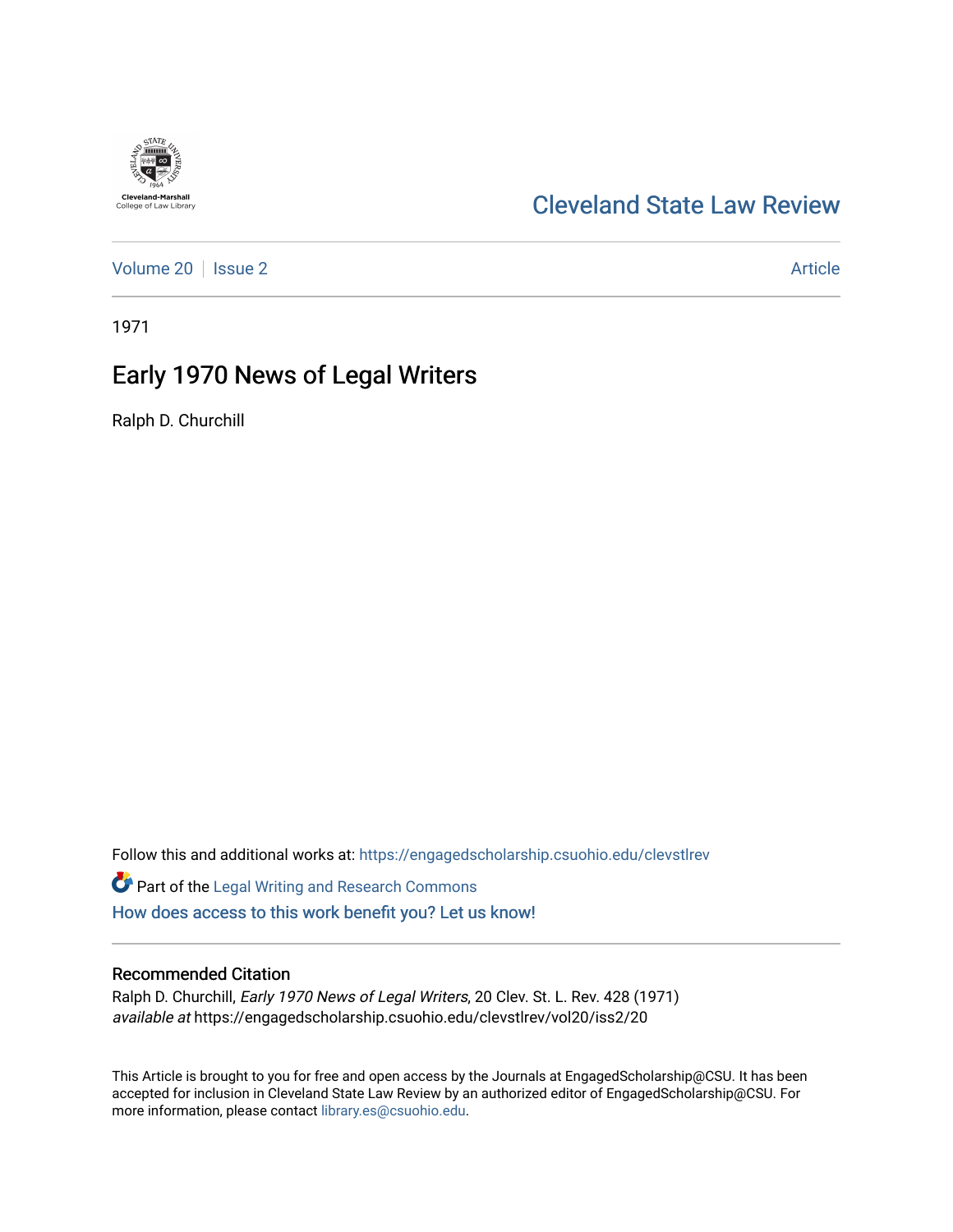Cleveland-Marshall
College of Law Library

# Cleveland State Law Review

Volume 20 | Issue 2 | Article

1971

## Early 1970 News of Legal Writers

Ralph D. Churchill

Follow this and additional works at: https://engagedscholarship.csuohio.edu/clevstlrev

Part of the Legal Writing and Research Commons

How does access to this work benefit you? Let us know!

### Recommended Citation

Ralph D. Churchill, *Early 1970 News of Legal Writers*, 20 Clev. St. L. Rev. 428 (1971)
*available at* https://engagedscholarship.csuohio.edu/clevstlrev/vol20/iss2/20

This Article is brought to you for free and open access by the Journals at EngagedScholarship@CSU. It has been accepted for inclusion in Cleveland State Law Review by an authorized editor of EngagedScholarship@CSU. For more information, please contact library.es@csuohio.edu.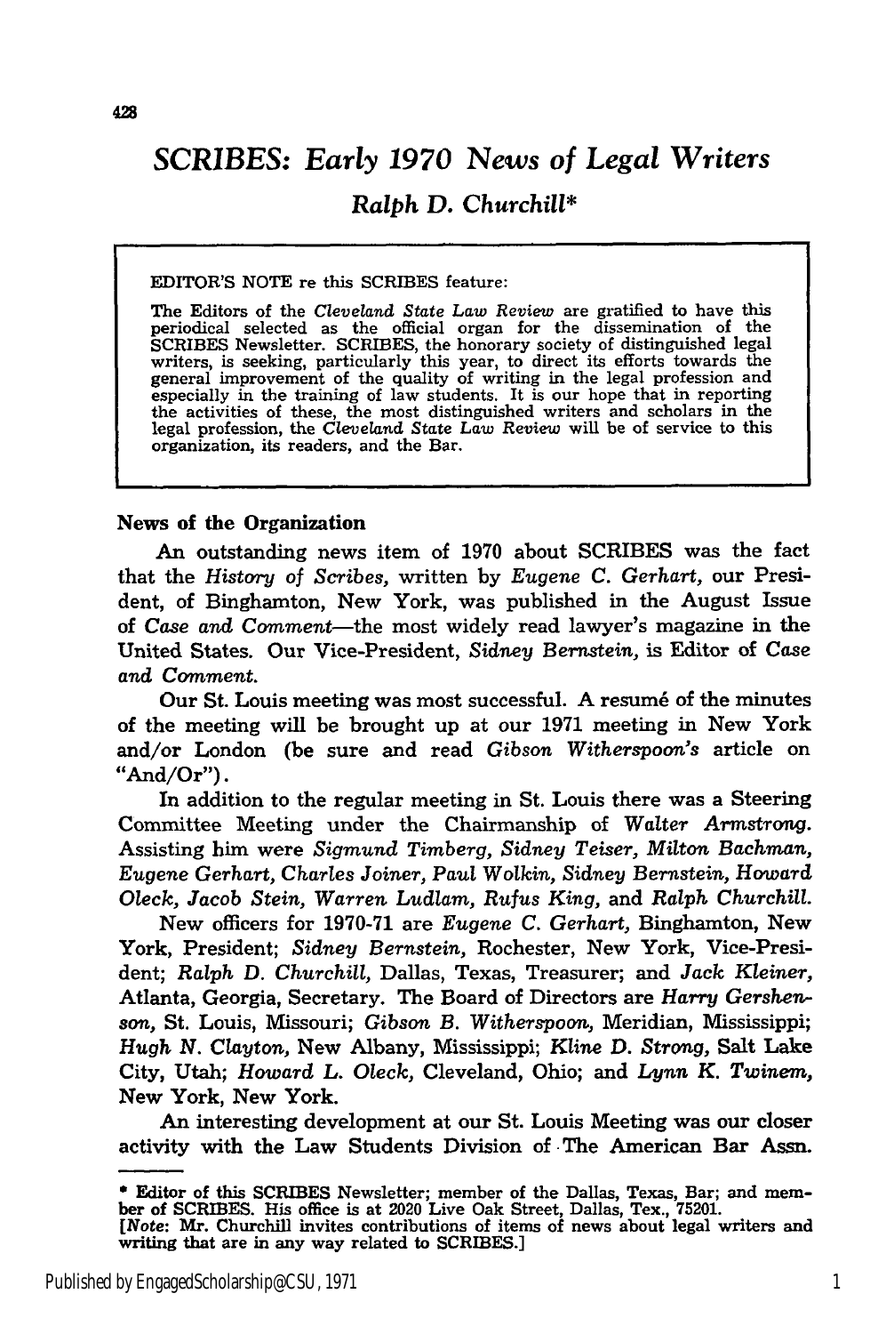# *SCRIBES: Early 1970 News of Legal Writers*

## *Ralph D. Churchill**

> EDITOR'S NOTE re this SCRIBES feature:
>
> The Editors of the *Cleveland State Law Review* are gratified to have this periodical selected as the official organ for the dissemination of the SCRIBES Newsletter. SCRIBES, the honorary society of distinguished legal writers, is seeking, particularly this year, to direct its efforts towards the general improvement of the quality of writing in the legal profession and especially in the training of law students. It is our hope that in reporting the activities of these, the most distinguished writers and scholars in the legal profession, the *Cleveland State Law Review* will be of service to this organization, its readers, and the Bar.

**News of the Organization**

An outstanding news item of 1970 about SCRIBES was the fact that the *History of Scribes*, written by *Eugene C. Gerhart*, our President, of Binghamton, New York, was published in the August Issue of *Case and Comment*—the most widely read lawyer's magazine in the United States. Our Vice-President, *Sidney Bernstein*, is Editor of *Case and Comment.*

Our St. Louis meeting was most successful. A resumé of the minutes of the meeting will be brought up at our 1971 meeting in New York and/or London (be sure and read *Gibson Witherspoon's* article on "And/Or").

In addition to the regular meeting in St. Louis there was a Steering Committee Meeting under the Chairmanship of *Walter Armstrong*. Assisting him were *Sigmund Timberg, Sidney Teiser, Milton Bachman, Eugene Gerhart, Charles Joiner, Paul Wolkin, Sidney Bernstein, Howard Oleck, Jacob Stein, Warren Ludlam, Rufus King,* and *Ralph Churchill.*

New officers for 1970-71 are *Eugene C. Gerhart*, Binghamton, New York, President; *Sidney Bernstein*, Rochester, New York, Vice-President; *Ralph D. Churchill*, Dallas, Texas, Treasurer; and *Jack Kleiner*, Atlanta, Georgia, Secretary. The Board of Directors are *Harry Gershenson*, St. Louis, Missouri; *Gibson B. Witherspoon*, Meridian, Mississippi; *Hugh N. Clayton*, New Albany, Mississippi; *Kline D. Strong*, Salt Lake City, Utah; *Howard L. Oleck*, Cleveland, Ohio; and *Lynn K. Twinem*, New York, New York.

An interesting development at our St. Louis Meeting was our closer activity with the Law Students Division of The American Bar Assn.

---

\* Editor of this SCRIBES Newsletter; member of the Dallas, Texas, Bar; and member of SCRIBES. His office is at 2020 Live Oak Street, Dallas, Tex., 75201.
[*Note:* Mr. Churchill invites contributions of items of news about legal writers and writing that are in any way related to SCRIBES.]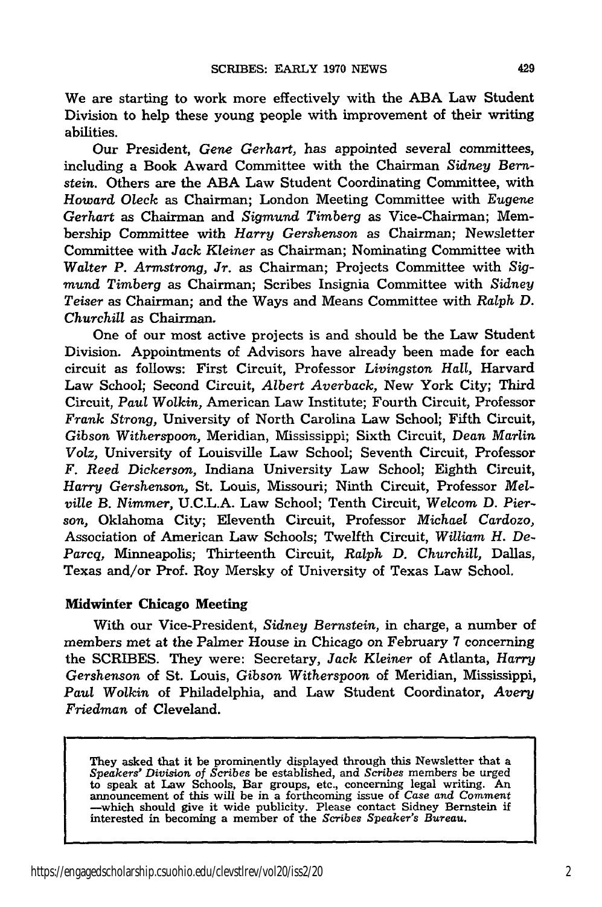We are starting to work more effectively with the ABA Law Student Division to help these young people with improvement of their writing abilities.

Our President, *Gene Gerhart,* has appointed several committees, including a Book Award Committee with the Chairman *Sidney Bernstein.* Others are the ABA Law Student Coordinating Committee, with *Howard Oleck* as Chairman; London Meeting Committee with *Eugene Gerhart* as Chairman and *Sigmund Timberg* as Vice-Chairman; Membership Committee with *Harry Gershenson* as Chairman; Newsletter Committee with *Jack Kleiner* as Chairman; Nominating Committee with *Walter P. Armstrong, Jr.* as Chairman; Projects Committee with *Sigmund Timberg* as Chairman; Scribes Insignia Committee with *Sidney Teiser* as Chairman; and the Ways and Means Committee with *Ralph D. Churchill* as Chairman.

One of our most active projects is and should be the Law Student Division. Appointments of Advisors have already been made for each circuit as follows: First Circuit, Professor *Livingston Hall,* Harvard Law School; Second Circuit, *Albert Averback,* New York City; Third Circuit, *Paul Wolkin,* American Law Institute; Fourth Circuit, Professor *Frank Strong,* University of North Carolina Law School; Fifth Circuit, *Gibson Witherspoon,* Meridian, Mississippi; Sixth Circuit, *Dean Marlin Volz,* University of Louisville Law School; Seventh Circuit, Professor *F. Reed Dickerson,* Indiana University Law School; Eighth Circuit, *Harry Gershenson,* St. Louis, Missouri; Ninth Circuit, Professor *Melville B. Nimmer,* U.C.L.A. Law School; Tenth Circuit, *Welcom D. Pierson,* Oklahoma City; Eleventh Circuit, Professor *Michael Cardozo,* Association of American Law Schools; Twelfth Circuit, *William H. DeParcq,* Minneapolis; Thirteenth Circuit, *Ralph D. Churchill,* Dallas, Texas and/or Prof. Roy Mersky of University of Texas Law School.

**Midwinter Chicago Meeting**

With our Vice-President, *Sidney Bernstein,* in charge, a number of members met at the Palmer House in Chicago on February 7 concerning the SCRIBES. They were: Secretary, *Jack Kleiner* of Atlanta, *Harry Gershenson* of St. Louis, *Gibson Witherspoon* of Meridian, Mississippi, *Paul Wolkin* of Philadelphia, and Law Student Coordinator, *Avery Friedman* of Cleveland.

They asked that it be prominently displayed through this Newsletter that a *Speakers' Division of Scribes* be established, and *Scribes* members be urged to speak at Law Schools, Bar groups, etc., concerning legal writing. An announcement of this will be in a forthcoming issue of *Case and Comment* —which should give it wide publicity. Please contact Sidney Bernstein if interested in becoming a member of the *Scribes Speaker's Bureau.*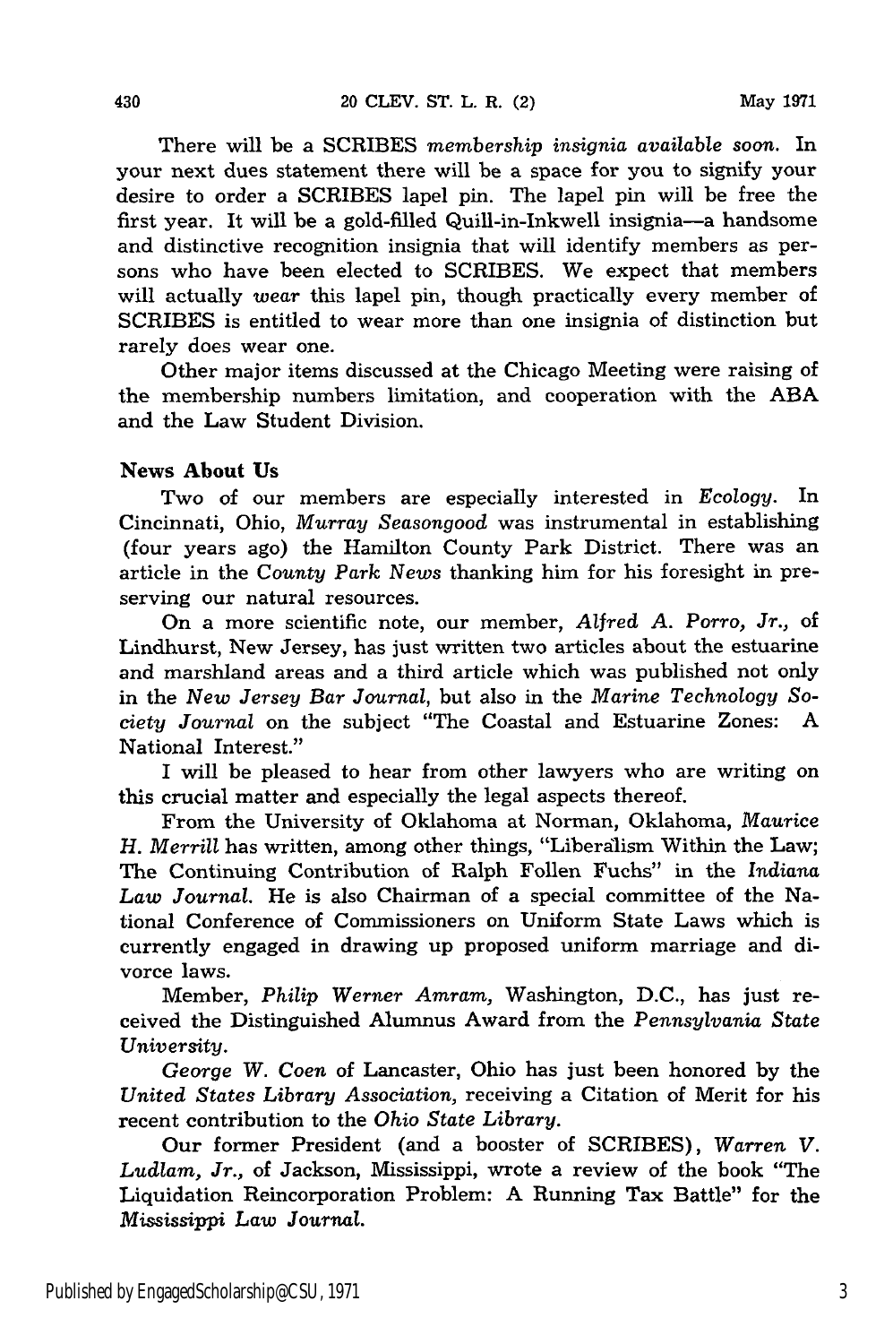There will be a SCRIBES *membership insignia available soon.* In your next dues statement there will be a space for you to signify your desire to order a SCRIBES lapel pin. The lapel pin will be free the first year. It will be a gold-filled Quill-in-Inkwell insignia—a handsome and distinctive recognition insignia that will identify members as persons who have been elected to SCRIBES. We expect that members will actually *wear* this lapel pin, though practically every member of SCRIBES is entitled to wear more than one insignia of distinction but rarely does wear one.

Other major items discussed at the Chicago Meeting were raising of the membership numbers limitation, and cooperation with the ABA and the Law Student Division.

**News About Us**

Two of our members are especially interested in *Ecology*. In Cincinnati, Ohio, *Murray Seasongood* was instrumental in establishing (four years ago) the Hamilton County Park District. There was an article in the *County Park News* thanking him for his foresight in preserving our natural resources.

On a more scientific note, our member, *Alfred A. Porro, Jr.,* of Lindhurst, New Jersey, has just written two articles about the estuarine and marshland areas and a third article which was published not only in the *New Jersey Bar Journal*, but also in the *Marine Technology Society Journal* on the subject "The Coastal and Estuarine Zones: A National Interest."

I will be pleased to hear from other lawyers who are writing on this crucial matter and especially the legal aspects thereof.

From the University of Oklahoma at Norman, Oklahoma, *Maurice H. Merrill* has written, among other things, "Liberalism Within the Law; The Continuing Contribution of Ralph Follen Fuchs" in the *Indiana Law Journal*. He is also Chairman of a special committee of the National Conference of Commissioners on Uniform State Laws which is currently engaged in drawing up proposed uniform marriage and divorce laws.

Member, *Philip Werner Amram,* Washington, D.C., has just received the Distinguished Alumnus Award from the *Pennsylvania State University*.

*George W. Coen* of Lancaster, Ohio has just been honored by the *United States Library Association,* receiving a Citation of Merit for his recent contribution to the *Ohio State Library*.

Our former President (and a booster of SCRIBES), *Warren V. Ludlam, Jr.,* of Jackson, Mississippi, wrote a review of the book "The Liquidation Reincorporation Problem: A Running Tax Battle" for the *Mississippi Law Journal*.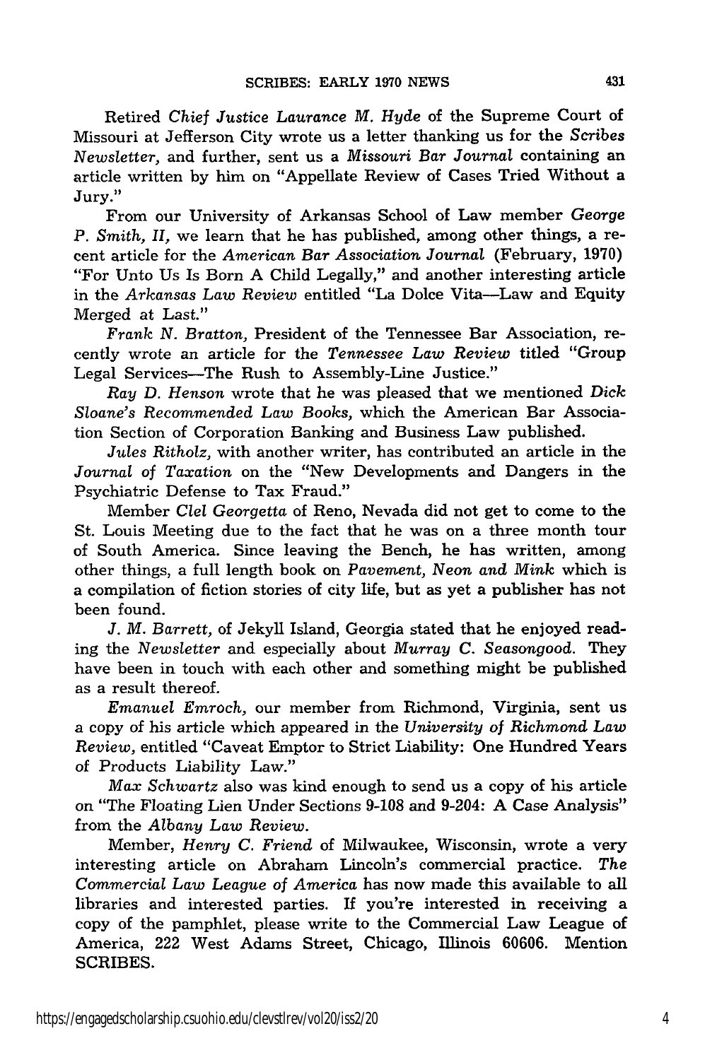Retired *Chief Justice Laurance M. Hyde* of the Supreme Court of Missouri at Jefferson City wrote us a letter thanking us for the *Scribes Newsletter,* and further, sent us a *Missouri Bar Journal* containing an article written by him on "Appellate Review of Cases Tried Without a Jury."

From our University of Arkansas School of Law member *George P. Smith, II,* we learn that he has published, among other things, a recent article for the *American Bar Association Journal* (February, 1970) "For Unto Us Is Born A Child Legally," and another interesting article in the *Arkansas Law Review* entitled "La Dolce Vita—Law and Equity Merged at Last."

*Frank N. Bratton,* President of the Tennessee Bar Association, recently wrote an article for the *Tennessee Law Review* titled "Group Legal Services—The Rush to Assembly-Line Justice."

*Ray D. Henson* wrote that he was pleased that we mentioned *Dick Sloane's Recommended Law Books,* which the American Bar Association Section of Corporation Banking and Business Law published.

*Jules Ritholz,* with another writer, has contributed an article in the *Journal of Taxation* on the "New Developments and Dangers in the Psychiatric Defense to Tax Fraud."

Member *Clel Georgetta* of Reno, Nevada did not get to come to the St. Louis Meeting due to the fact that he was on a three month tour of South America. Since leaving the Bench, he has written, among other things, a full length book on *Pavement, Neon and Mink* which is a compilation of fiction stories of city life, but as yet a publisher has not been found.

*J. M. Barrett,* of Jekyll Island, Georgia stated that he enjoyed reading the *Newsletter* and especially about *Murray C. Seasongood.* They have been in touch with each other and something might be published as a result thereof.

*Emanuel Emroch,* our member from Richmond, Virginia, sent us a copy of his article which appeared in the *University of Richmond Law Review,* entitled "Caveat Emptor to Strict Liability: One Hundred Years of Products Liability Law."

*Max Schwartz* also was kind enough to send us a copy of his article on "The Floating Lien Under Sections 9-108 and 9-204: A Case Analysis" from the *Albany Law Review.*

Member, *Henry C. Friend* of Milwaukee, Wisconsin, wrote a very interesting article on Abraham Lincoln's commercial practice. *The Commercial Law League of America* has now made this available to all libraries and interested parties. If you're interested in receiving a copy of the pamphlet, please write to the Commercial Law League of America, 222 West Adams Street, Chicago, Illinois 60606. Mention SCRIBES.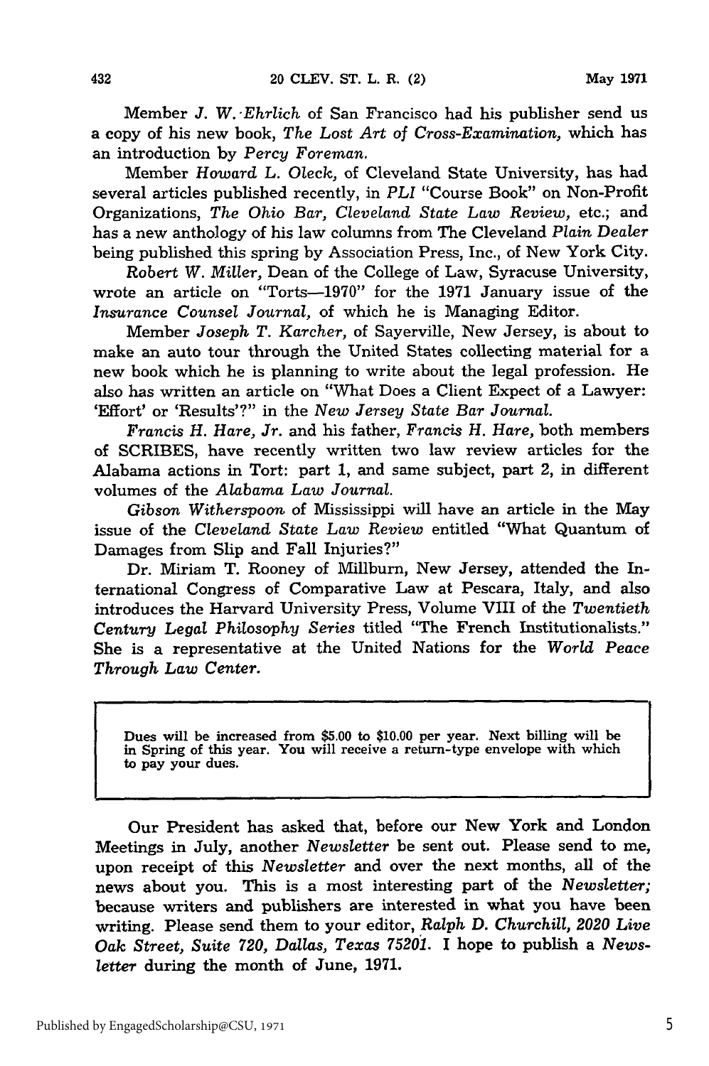Member *J. W. Ehrlich* of San Francisco had his publisher send us a copy of his new book, *The Lost Art of Cross-Examination,* which has an introduction by *Percy Foreman.*

Member *Howard L. Oleck,* of Cleveland State University, has had several articles published recently, in *PLI* "Course Book" on Non-Profit Organizations, *The Ohio Bar, Cleveland State Law Review,* etc.; and has a new anthology of his law columns from The Cleveland *Plain Dealer* being published this spring by Association Press, Inc., of New York City.

*Robert W. Miller,* Dean of the College of Law, Syracuse University, wrote an article on "Torts—1970" for the 1971 January issue of the *Insurance Counsel Journal,* of which he is Managing Editor.

Member *Joseph T. Karcher,* of Sayerville, New Jersey, is about to make an auto tour through the United States collecting material for a new book which he is planning to write about the legal profession. He also has written an article on "What Does a Client Expect of a Lawyer: 'Effort' or 'Results'?" in the *New Jersey State Bar Journal.*

*Francis H. Hare, Jr.* and his father, *Francis H. Hare,* both members of SCRIBES, have recently written two law review articles for the Alabama actions in Tort: part 1, and same subject, part 2, in different volumes of the *Alabama Law Journal.*

*Gibson Witherspoon* of Mississippi will have an article in the May issue of the *Cleveland State Law Review* entitled "What Quantum of Damages from Slip and Fall Injuries?"

Dr. Miriam T. Rooney of Millburn, New Jersey, attended the International Congress of Comparative Law at Pescara, Italy, and also introduces the Harvard University Press, Volume VIII of the *Twentieth Century Legal Philosophy Series* titled "The French Institutionalists." She is a representative at the United Nations for the *World Peace Through Law Center.*

**Dues will be increased from $5.00 to $10.00 per year. Next billing will be in Spring of this year. You will receive a return-type envelope with which to pay your dues.**

Our President has asked that, before our New York and London Meetings in July, another *Newsletter* be sent out. Please send to me, upon receipt of this *Newsletter* and over the next months, all of the news about you. This is a most interesting part of the *Newsletter;* because writers and publishers are interested in what you have been writing. Please send them to your editor, *Ralph D. Churchill, 2020 Live Oak Street, Suite 720, Dallas, Texas 75201.* I hope to publish a *Newsletter* during the month of June, 1971.